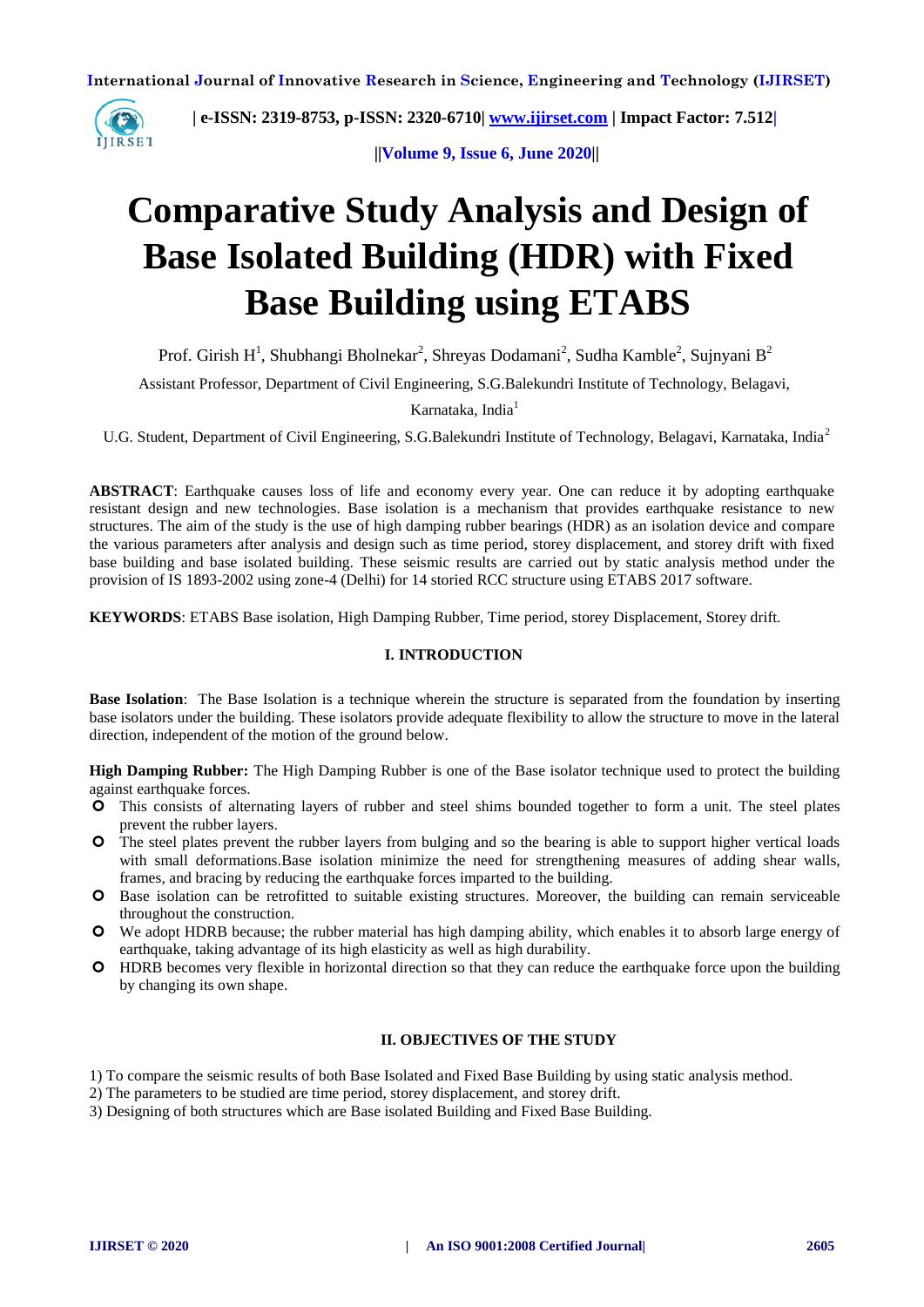# Comparative Study Analysis and Design of Base Isolated Building (HDR) with Fixed Base Building using ETABS

Prof. Girish H[1], Shubhangi Bholnekar[2], Shreyas Dodamani[2], Sudha Kamble[2], Sujnyani B[2]

Assistant Professor, Department of Civil Engineering, S.G.Balekundri Institute of Technology, Belagavi, Karnataka, India[1]

U.G. Student, Department of Civil Engineering, S.G.Balekundri Institute of Technology, Belagavi, Karnataka, India[2]

**ABSTRACT**: Earthquake causes loss of life and economy every year. One can reduce it by adopting earthquake resistant design and new technologies. Base isolation is a mechanism that provides earthquake resistance to new structures. The aim of the study is the use of high damping rubber bearings (HDR) as an isolation device and compare the various parameters after analysis and design such as time period, storey displacement, and storey drift with fixed base building and base isolated building. These seismic results are carried out by static analysis method under the provision of IS 1893-2002 using zone-4 (Delhi) for 14 storied RCC structure using ETABS 2017 software.

**KEYWORDS**: ETABS Base isolation, High Damping Rubber, Time period, storey Displacement, Storey drift.

## I. INTRODUCTION

**Base Isolation**: The Base Isolation is a technique wherein the structure is separated from the foundation by inserting base isolators under the building. These isolators provide adequate flexibility to allow the structure to move in the lateral direction, independent of the motion of the ground below.

**High Damping Rubber:** The High Damping Rubber is one of the Base isolator technique used to protect the building against earthquake forces.

- This consists of alternating layers of rubber and steel shims bounded together to form a unit. The steel plates prevent the rubber layers.
- The steel plates prevent the rubber layers from bulging and so the bearing is able to support higher vertical loads with small deformations.Base isolation minimize the need for strengthening measures of adding shear walls, frames, and bracing by reducing the earthquake forces imparted to the building.
- Base isolation can be retrofitted to suitable existing structures. Moreover, the building can remain serviceable throughout the construction.
- We adopt HDRB because; the rubber material has high damping ability, which enables it to absorb large energy of earthquake, taking advantage of its high elasticity as well as high durability.
- HDRB becomes very flexible in horizontal direction so that they can reduce the earthquake force upon the building by changing its own shape.

## II. OBJECTIVES OF THE STUDY

1) To compare the seismic results of both Base Isolated and Fixed Base Building by using static analysis method.
2) The parameters to be studied are time period, storey displacement, and storey drift.
3) Designing of both structures which are Base isolated Building and Fixed Base Building.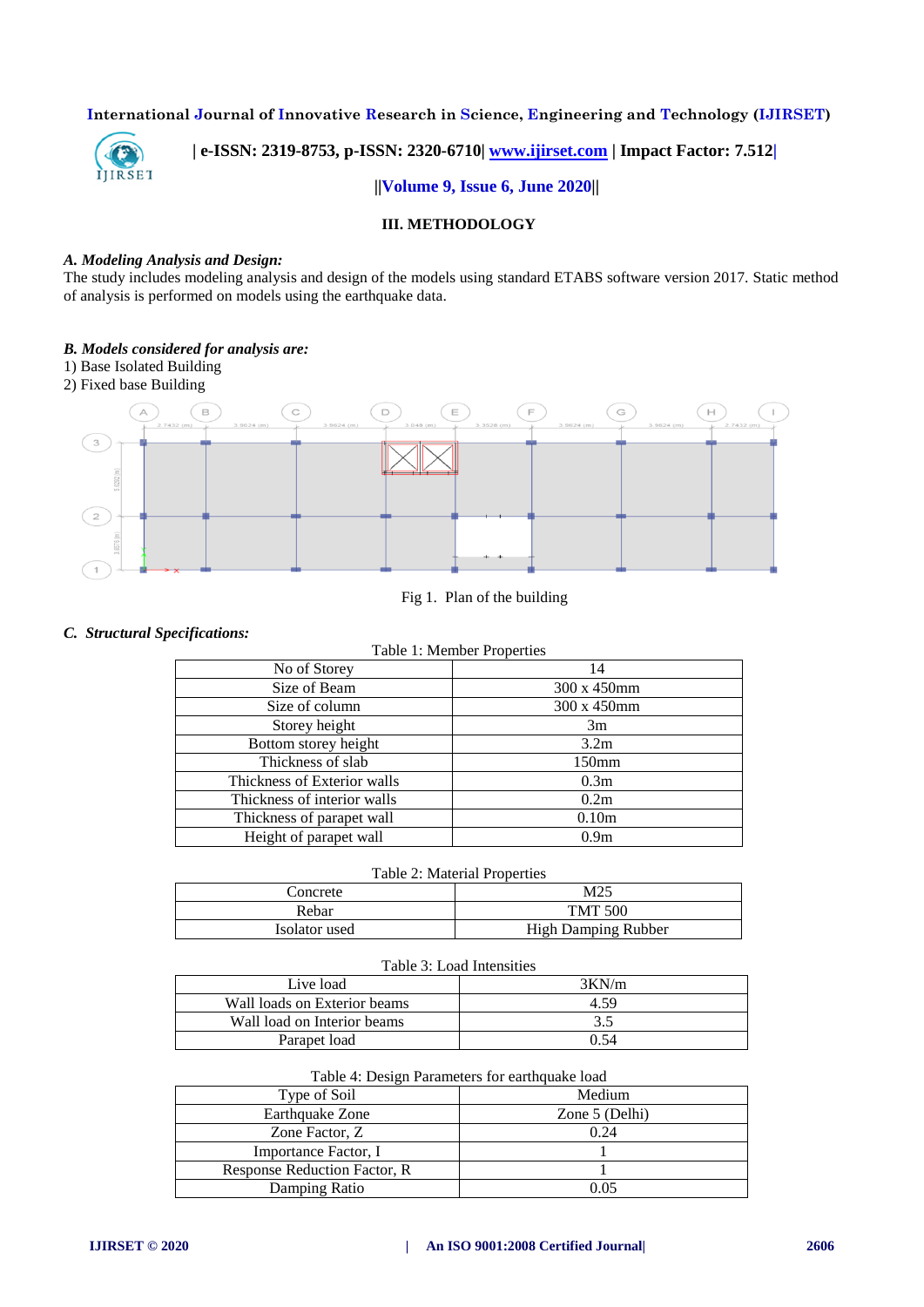## III. METHODOLOGY

### *A. Modeling Analysis and Design:*

The study includes modeling analysis and design of the models using standard ETABS software version 2017. Static method of analysis is performed on models using the earthquake data.

### *B. Models considered for analysis are:*

1) Base Isolated Building
2) Fixed base Building

Fig 1. Plan of the building

### *C. Structural Specifications:*

Table 1: Member Properties

| No of Storey | 14 |
|---|---|
| Size of Beam | 300 x 450mm |
| Size of column | 300 x 450mm |
| Storey height | 3m |
| Bottom storey height | 3.2m |
| Thickness of slab | 150mm |
| Thickness of Exterior walls | 0.3m |
| Thickness of interior walls | 0.2m |
| Thickness of parapet wall | 0.10m |
| Height of parapet wall | 0.9m |

Table 2: Material Properties

| Concrete | M25 |
|---|---|
| Rebar | TMT 500 |
| Isolator used | High Damping Rubber |

Table 3: Load Intensities

| Live load | 3KN/m |
|---|---|
| Wall loads on Exterior beams | 4.59 |
| Wall load on Interior beams | 3.5 |
| Parapet load | 0.54 |

Table 4: Design Parameters for earthquake load

| Type of Soil | Medium |
|---|---|
| Earthquake Zone | Zone 5 (Delhi) |
| Zone Factor, Z | 0.24 |
| Importance Factor, I | 1 |
| Response Reduction Factor, R | 1 |
| Damping Ratio | 0.05 |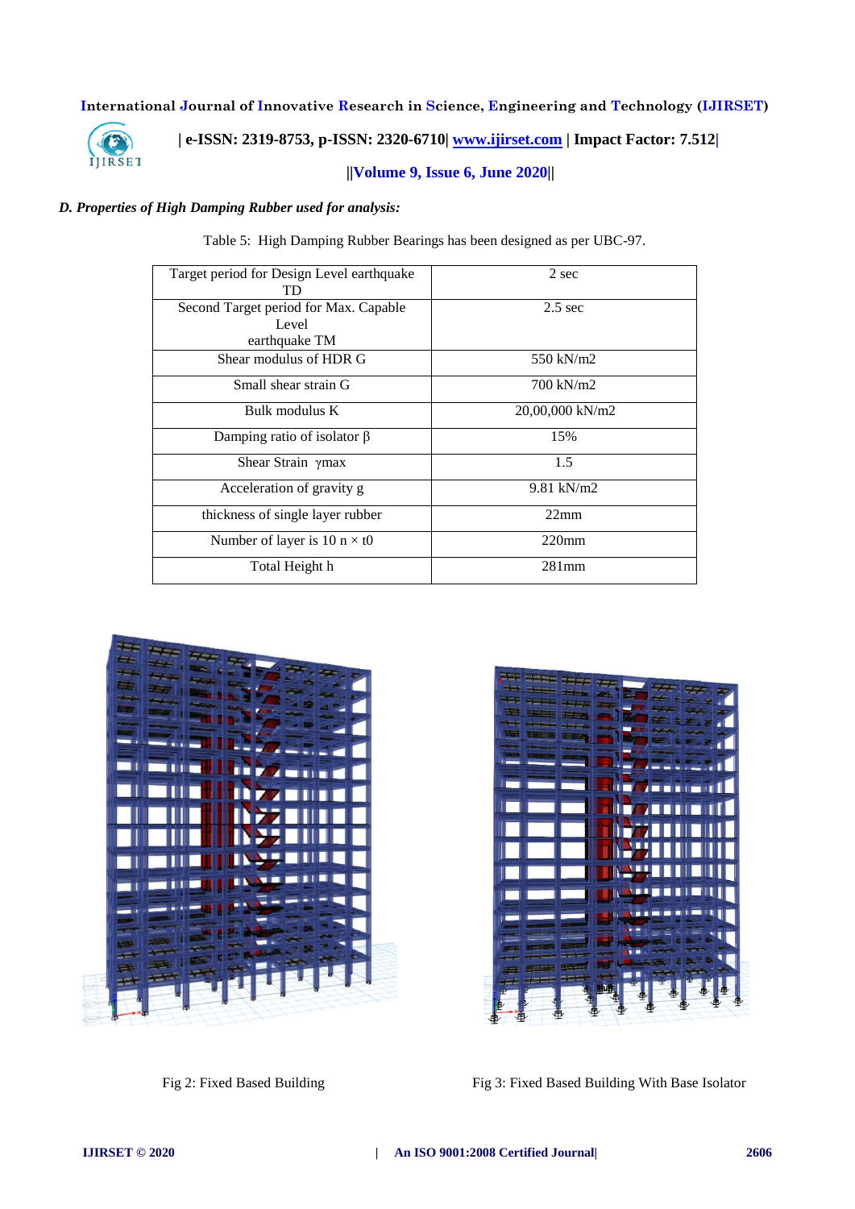*D. Properties of High Damping Rubber used for analysis:*

Table 5: High Damping Rubber Bearings has been designed as per UBC-97.

| | |
|---|---|
| Target period for Design Level earthquake TD | 2 sec |
| Second Target period for Max. Capable Level earthquake TM | 2.5 sec |
| Shear modulus of HDR G | 550 kN/m2 |
| Small shear strain G | 700 kN/m2 |
| Bulk modulus K | 20,00,000 kN/m2 |
| Damping ratio of isolator β | 15% |
| Shear Strain γmax | 1.5 |
| Acceleration of gravity g | 9.81 kN/m2 |
| thickness of single layer rubber | 22mm |
| Number of layer is 10 n × t0 | 220mm |
| Total Height h | 281mm |

Fig 2: Fixed Based Building

Fig 3: Fixed Based Building With Base Isolator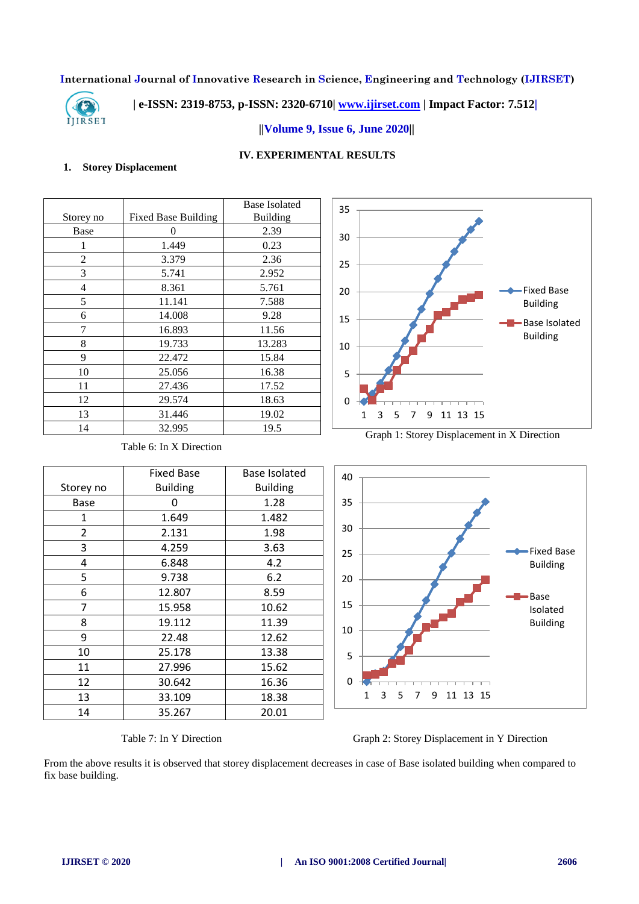## IV. EXPERIMENTAL RESULTS

### 1. Storey Displacement

| Storey no | Fixed Base Building | Base Isolated Building |
|---|---|---|
| Base | 0 | 2.39 |
| 1 | 1.449 | 0.23 |
| 2 | 3.379 | 2.36 |
| 3 | 5.741 | 2.952 |
| 4 | 8.361 | 5.761 |
| 5 | 11.141 | 7.588 |
| 6 | 14.008 | 9.28 |
| 7 | 16.893 | 11.56 |
| 8 | 19.733 | 13.283 |
| 9 | 22.472 | 15.84 |
| 10 | 25.056 | 16.38 |
| 11 | 27.436 | 17.52 |
| 12 | 29.574 | 18.63 |
| 13 | 31.446 | 19.02 |
| 14 | 32.995 | 19.5 |

Table 6: In X Direction

Graph 1: Storey Displacement in X Direction

| Storey no | Fixed Base Building | Base Isolated Building |
|---|---|---|
| Base | 0 | 1.28 |
| 1 | 1.649 | 1.482 |
| 2 | 2.131 | 1.98 |
| 3 | 4.259 | 3.63 |
| 4 | 6.848 | 4.2 |
| 5 | 9.738 | 6.2 |
| 6 | 12.807 | 8.59 |
| 7 | 15.958 | 10.62 |
| 8 | 19.112 | 11.39 |
| 9 | 22.48 | 12.62 |
| 10 | 25.178 | 13.38 |
| 11 | 27.996 | 15.62 |
| 12 | 30.642 | 16.36 |
| 13 | 33.109 | 18.38 |
| 14 | 35.267 | 20.01 |

Table 7: In Y Direction

Graph 2: Storey Displacement in Y Direction

From the above results it is observed that storey displacement decreases in case of Base isolated building when compared to fix base building.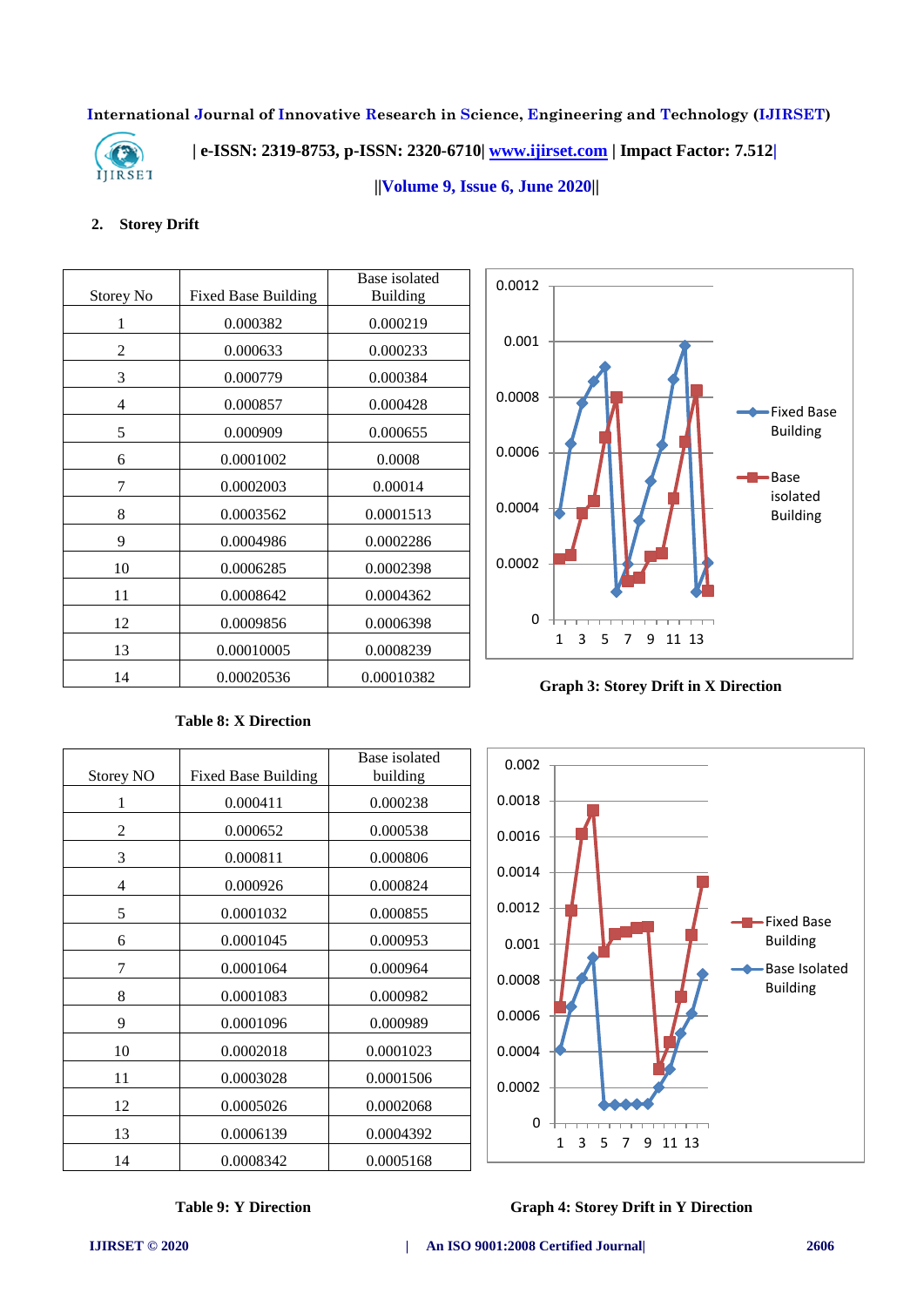## 2. Storey Drift

| Storey No | Fixed Base Building | Base isolated Building |
|---|---|---|
| 1 | 0.000382 | 0.000219 |
| 2 | 0.000633 | 0.000233 |
| 3 | 0.000779 | 0.000384 |
| 4 | 0.000857 | 0.000428 |
| 5 | 0.000909 | 0.000655 |
| 6 | 0.0001002 | 0.0008 |
| 7 | 0.0002003 | 0.00014 |
| 8 | 0.0003562 | 0.0001513 |
| 9 | 0.0004986 | 0.0002286 |
| 10 | 0.0006285 | 0.0002398 |
| 11 | 0.0008642 | 0.0004362 |
| 12 | 0.0009856 | 0.0006398 |
| 13 | 0.00010005 | 0.0008239 |
| 14 | 0.00020536 | 0.00010382 |

**Table 8: X Direction**

**Graph 3: Storey Drift in X Direction**

| Storey NO | Fixed Base Building | Base isolated building |
|---|---|---|
| 1 | 0.000411 | 0.000238 |
| 2 | 0.000652 | 0.000538 |
| 3 | 0.000811 | 0.000806 |
| 4 | 0.000926 | 0.000824 |
| 5 | 0.0001032 | 0.000855 |
| 6 | 0.0001045 | 0.000953 |
| 7 | 0.0001064 | 0.000964 |
| 8 | 0.0001083 | 0.000982 |
| 9 | 0.0001096 | 0.000989 |
| 10 | 0.0002018 | 0.0001023 |
| 11 | 0.0003028 | 0.0001506 |
| 12 | 0.0005026 | 0.0002068 |
| 13 | 0.0006139 | 0.0004392 |
| 14 | 0.0008342 | 0.0005168 |

**Table 9: Y Direction**

**Graph 4: Storey Drift in Y Direction**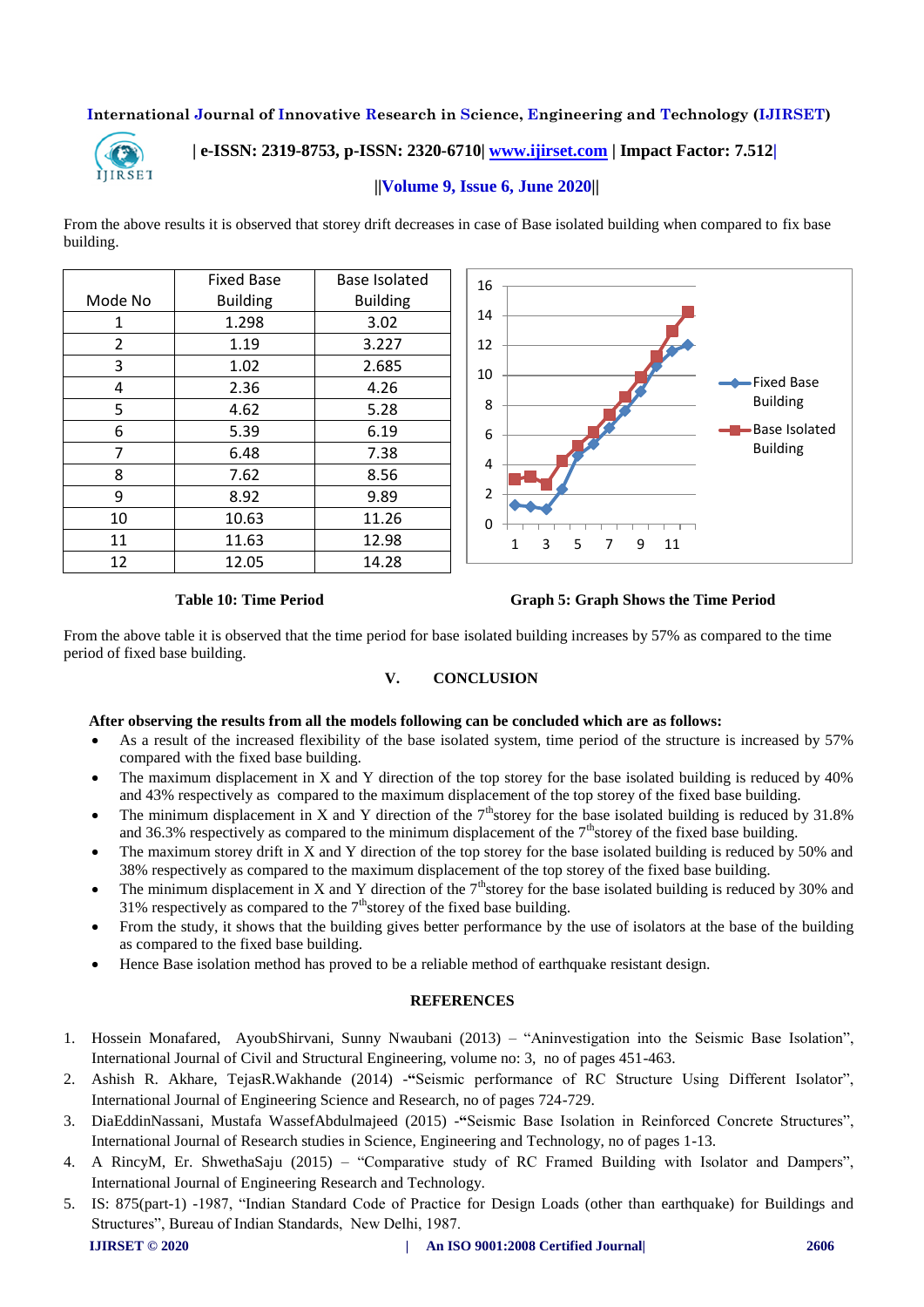From the above results it is observed that storey drift decreases in case of Base isolated building when compared to fix base building.

| Mode No | Fixed Base Building | Base Isolated Building |
|---|---|---|
| 1 | 1.298 | 3.02 |
| 2 | 1.19 | 3.227 |
| 3 | 1.02 | 2.685 |
| 4 | 2.36 | 4.26 |
| 5 | 4.62 | 5.28 |
| 6 | 5.39 | 6.19 |
| 7 | 6.48 | 7.38 |
| 8 | 7.62 | 8.56 |
| 9 | 8.92 | 9.89 |
| 10 | 10.63 | 11.26 |
| 11 | 11.63 | 12.98 |
| 12 | 12.05 | 14.28 |

**Table 10: Time Period**

**Graph 5: Graph Shows the Time Period**

From the above table it is observed that the time period for base isolated building increases by 57% as compared to the time period of fixed base building.

## V. CONCLUSION

**After observing the results from all the models following can be concluded which are as follows:**

- As a result of the increased flexibility of the base isolated system, time period of the structure is increased by 57% compared with the fixed base building.
- The maximum displacement in X and Y direction of the top storey for the base isolated building is reduced by 40% and 43% respectively as compared to the maximum displacement of the top storey of the fixed base building.
- The minimum displacement in X and Y direction of the 7$^{th}$storey for the base isolated building is reduced by 31.8% and 36.3% respectively as compared to the minimum displacement of the 7$^{th}$storey of the fixed base building.
- The maximum storey drift in X and Y direction of the top storey for the base isolated building is reduced by 50% and 38% respectively as compared to the maximum displacement of the top storey of the fixed base building.
- The minimum displacement in X and Y direction of the 7$^{th}$storey for the base isolated building is reduced by 30% and 31% respectively as compared to the 7$^{th}$storey of the fixed base building.
- From the study, it shows that the building gives better performance by the use of isolators at the base of the building as compared to the fixed base building.
- Hence Base isolation method has proved to be a reliable method of earthquake resistant design.

## REFERENCES

1. Hossein Monafared, AyoubShirvani, Sunny Nwaubani (2013) – "Aninvestigation into the Seismic Base Isolation", International Journal of Civil and Structural Engineering, volume no: 3, no of pages 451-463.
2. Ashish R. Akhare, TejasR.Wakhande (2014) -"Seismic performance of RC Structure Using Different Isolator", International Journal of Engineering Science and Research, no of pages 724-729.
3. DiaEddinNassani, Mustafa WassefAbdulmajeed (2015) -"Seismic Base Isolation in Reinforced Concrete Structures", International Journal of Research studies in Science, Engineering and Technology, no of pages 1-13.
4. A RincyM, Er. ShwethaSaju (2015) – "Comparative study of RC Framed Building with Isolator and Dampers", International Journal of Engineering Research and Technology.
5. IS: 875(part-1) -1987, "Indian Standard Code of Practice for Design Loads (other than earthquake) for Buildings and Structures", Bureau of Indian Standards, New Delhi, 1987.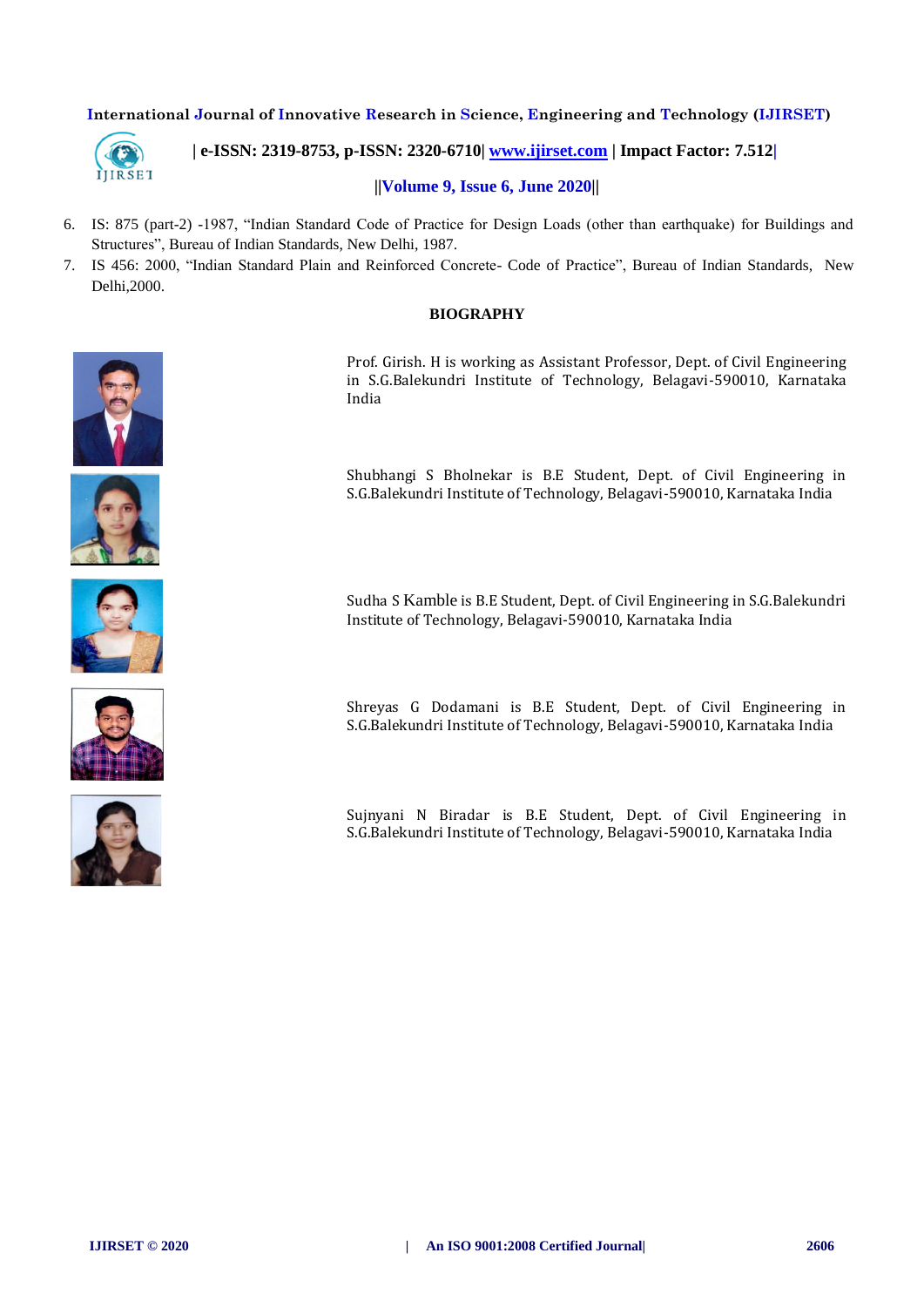6. IS: 875 (part-2) -1987, "Indian Standard Code of Practice for Design Loads (other than earthquake) for Buildings and Structures", Bureau of Indian Standards, New Delhi, 1987.
7. IS 456: 2000, "Indian Standard Plain and Reinforced Concrete- Code of Practice", Bureau of Indian Standards, New Delhi,2000.

## BIOGRAPHY

Prof. Girish. H is working as Assistant Professor, Dept. of Civil Engineering in S.G.Balekundri Institute of Technology, Belagavi-590010, Karnataka India

Shubhangi S Bholnekar is B.E Student, Dept. of Civil Engineering in S.G.Balekundri Institute of Technology, Belagavi-590010, Karnataka India

Sudha S Kamble is B.E Student, Dept. of Civil Engineering in S.G.Balekundri Institute of Technology, Belagavi-590010, Karnataka India

Shreyas G Dodamani is B.E Student, Dept. of Civil Engineering in S.G.Balekundri Institute of Technology, Belagavi-590010, Karnataka India

Sujnyani N Biradar is B.E Student, Dept. of Civil Engineering in S.G.Balekundri Institute of Technology, Belagavi-590010, Karnataka India